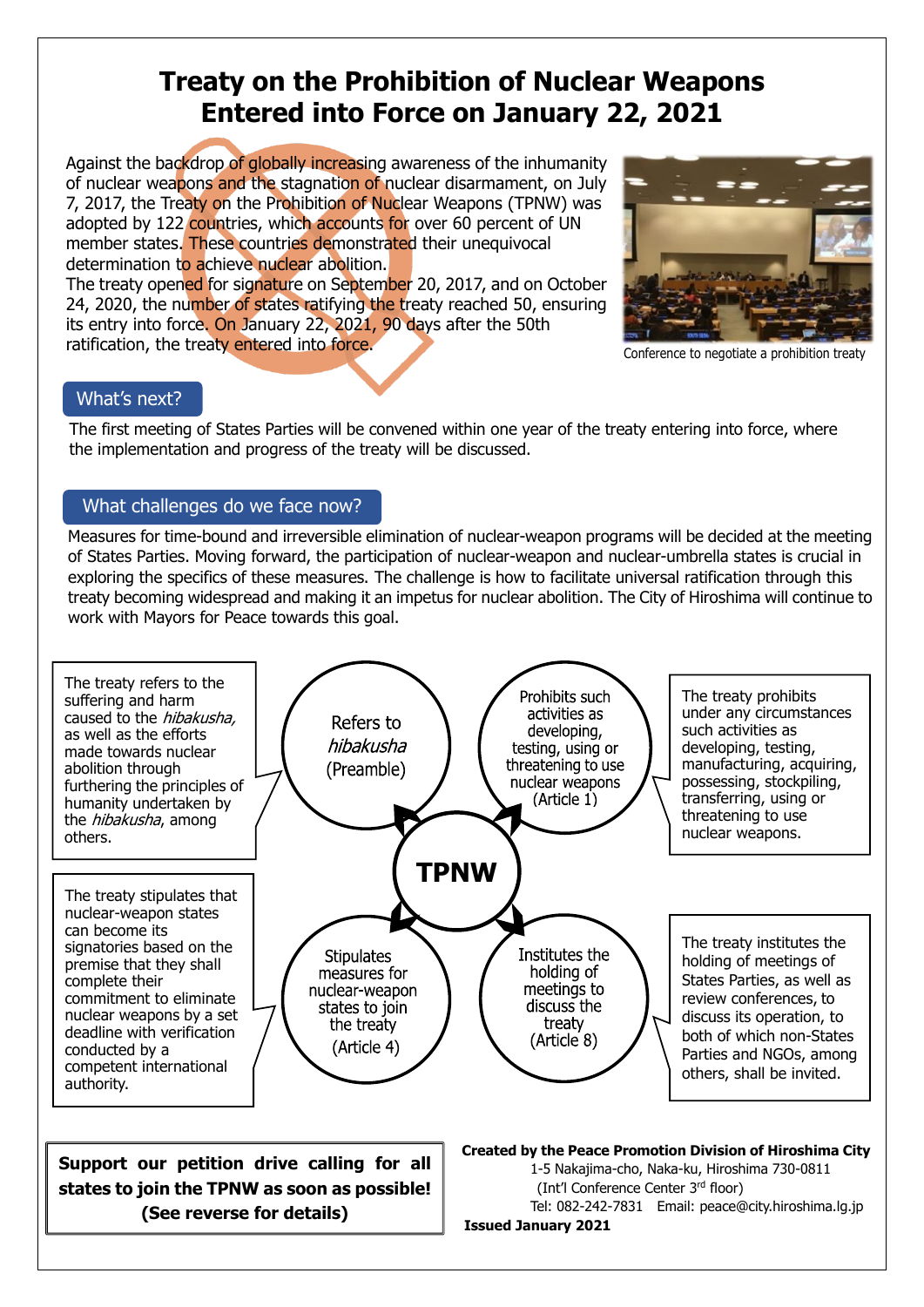# Treaty on the Prohibition of Nuclear Weapons Entered into Force on January 22, 2021

Against the backdrop of globally increasing awareness of the inhumanity of nuclear weapons and the stagnation of nuclear disarmament, on July 7, 2017, the Treaty on the Prohibition of Nuclear Weapons (TPNW) was adopted by 122 countries, which accounts for over 60 percent of UN member states. These countries demonstrated their unequivocal determination to achieve nuclear abolition.

The treaty opened for signature on September 20, 2017, and on October 24, 2020, the number of states ratifying the treaty reached 50, ensuring its entry into force. On January 22, 2021, 90 days after the 50th ratification, the treaty entered into force.

Conference to negotiate a prohibition treaty

## What's next?

The first meeting of States Parties will be convened within one year of the treaty entering into force, where the implementation and progress of the treaty will be discussed.

## What challenges do we face now?

Measures for time-bound and irreversible elimination of nuclear-weapon programs will be decided at the meeting of States Parties. Moving forward, the participation of nuclear-weapon and nuclear-umbrella states is crucial in exploring the specifics of these measures. The challenge is how to facilitate universal ratification through this treaty becoming widespread and making it an impetus for nuclear abolition. The City of Hiroshima will continue to work with Mayors for Peace towards this goal.

**TPNW**

**Refers to *hibakusha* (Preamble)**

The treaty refers to the suffering and harm caused to the *hibakusha,* as well as the efforts made towards nuclear abolition through furthering the principles of humanity undertaken by the *hibakusha*, among others.

**Prohibits such activities as developing, testing, using or threatening to use nuclear weapons (Article 1)**

The treaty prohibits under any circumstances such activities as developing, testing, manufacturing, acquiring, possessing, stockpiling, transferring, using or threatening to use nuclear weapons.

**Stipulates measures for nuclear-weapon states to join the treaty (Article 4)**

The treaty stipulates that nuclear-weapon states can become its signatories based on the premise that they shall complete their commitment to eliminate nuclear weapons by a set deadline with verification conducted by a competent international authority.

**Institutes the holding of meetings to discuss the treaty (Article 8)**

The treaty institutes the holding of meetings of States Parties, as well as review conferences, to discuss its operation, to both of which non-States Parties and NGOs, among others, shall be invited.

**Support our petition drive calling for all states to join the TPNW as soon as possible! (See reverse for details)**

**Created by the Peace Promotion Division of Hiroshima City**
1-5 Nakajima-cho, Naka-ku, Hiroshima 730-0811
(Int'l Conference Center 3rd floor)
Tel: 082-242-7831 Email: peace@city.hiroshima.lg.jp
**Issued January 2021**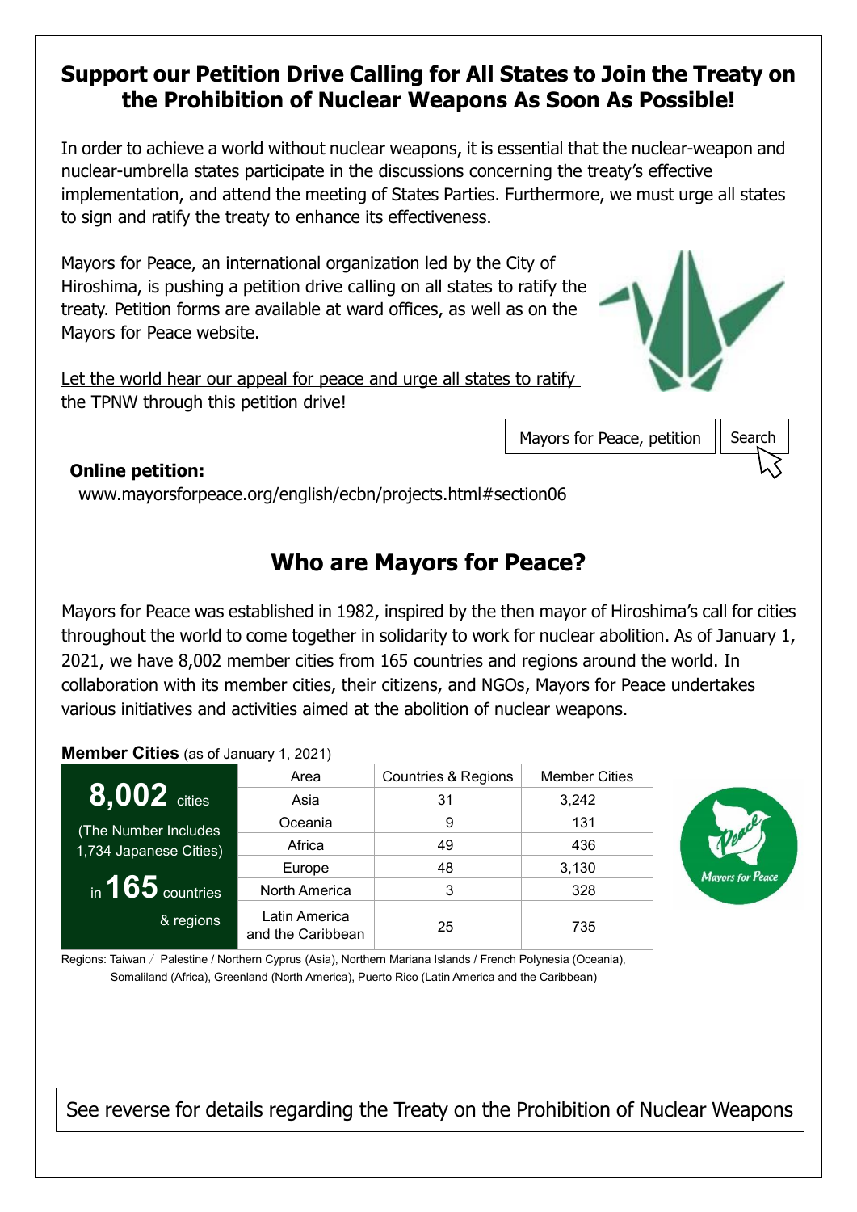## Support our Petition Drive Calling for All States to Join the Treaty on the Prohibition of Nuclear Weapons As Soon As Possible!

In order to achieve a world without nuclear weapons, it is essential that the nuclear-weapon and nuclear-umbrella states participate in the discussions concerning the treaty's effective implementation, and attend the meeting of States Parties. Furthermore, we must urge all states to sign and ratify the treaty to enhance its effectiveness.

Mayors for Peace, an international organization led by the City of Hiroshima, is pushing a petition drive calling on all states to ratify the treaty. Petition forms are available at ward offices, as well as on the Mayors for Peace website.

Let the world hear our appeal for peace and urge all states to ratify the TPNW through this petition drive!

Mayors for Peace, petition | Search

**Online petition:**

www.mayorsforpeace.org/english/ecbn/projects.html#section06

## Who are Mayors for Peace?

Mayors for Peace was established in 1982, inspired by the then mayor of Hiroshima's call for cities throughout the world to come together in solidarity to work for nuclear abolition. As of January 1, 2021, we have 8,002 member cities from 165 countries and regions around the world. In collaboration with its member cities, their citizens, and NGOs, Mayors for Peace undertakes various initiatives and activities aimed at the abolition of nuclear weapons.

**Member Cities** (as of January 1, 2021)

**8,002** cities (The Number Includes 1,734 Japanese Cities) in **165** countries & regions

| Area | Countries & Regions | Member Cities |
|---|---|---|
| Asia | 31 | 3,242 |
| Oceania | 9 | 131 |
| Africa | 49 | 436 |
| Europe | 48 | 3,130 |
| North America | 3 | 328 |
| Latin America and the Caribbean | 25 | 735 |

Regions: Taiwan / Palestine / Northern Cyprus (Asia), Northern Mariana Islands / French Polynesia (Oceania), Somaliland (Africa), Greenland (North America), Puerto Rico (Latin America and the Caribbean)

See reverse for details regarding the Treaty on the Prohibition of Nuclear Weapons